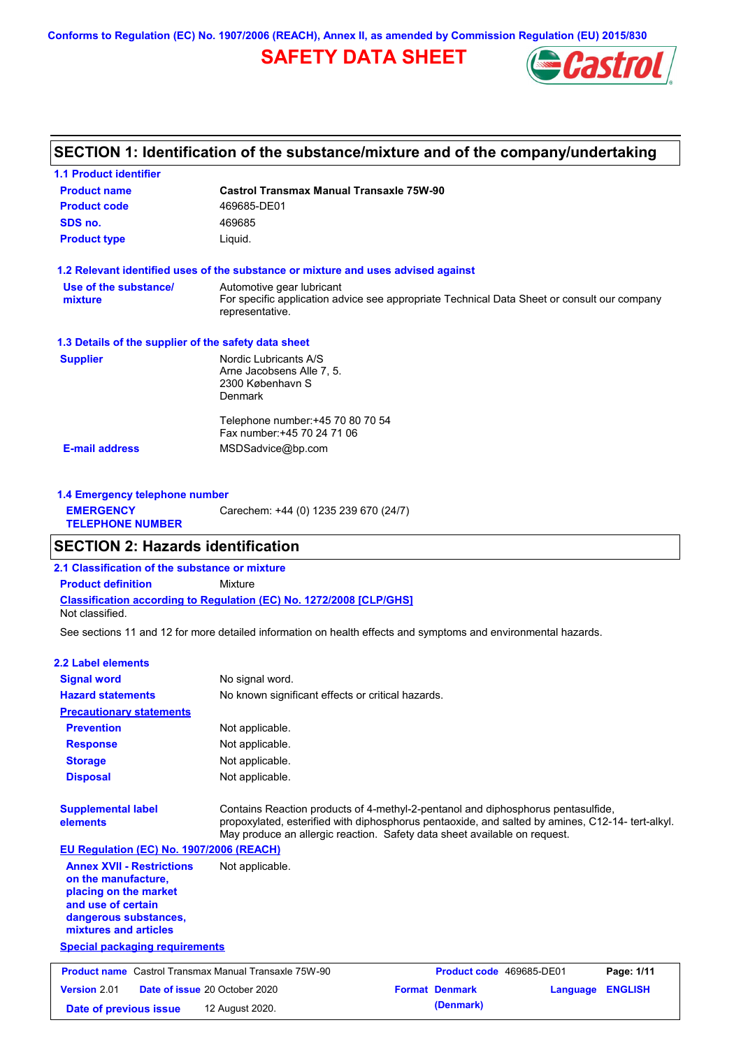Conforms to Regulation (EC) No. 1907/2006 (REACH), Annex II, as amended by Commission Regulation (EU) 2015/830

# SAFETY DATA SHEET

## SECTION 1: Identification of the substance/mixture and of the company/undertaking

### 1.1 Product identifier

**Product name** Castrol Transmax Manual Transaxle 75W-90

**Product code** 469685-DE01

**SDS no.** 469685

**Product type** Liquid.

### 1.2 Relevant identified uses of the substance or mixture and uses advised against

**Use of the substance/ mixture** Automotive gear lubricant
For specific application advice see appropriate Technical Data Sheet or consult our company representative.

### 1.3 Details of the supplier of the safety data sheet

**Supplier**
Nordic Lubricants A/S
Arne Jacobsens Alle 7, 5.
2300 København S
Denmark

Telephone number:+45 70 80 70 54
Fax number:+45 70 24 71 06

**E-mail address** MSDSadvice@bp.com

### 1.4 Emergency telephone number

**EMERGENCY TELEPHONE NUMBER** Carechem: +44 (0) 1235 239 670 (24/7)

## SECTION 2: Hazards identification

### 2.1 Classification of the substance or mixture

**Product definition** Mixture

**Classification according to Regulation (EC) No. 1272/2008 [CLP/GHS]**

Not classified.

See sections 11 and 12 for more detailed information on health effects and symptoms and environmental hazards.

### 2.2 Label elements

**Signal word** No signal word.

**Hazard statements** No known significant effects or critical hazards.

**Precautionary statements**

**Prevention** Not applicable.

**Response** Not applicable.

**Storage** Not applicable.

**Disposal** Not applicable.

**Supplemental label elements** Contains Reaction products of 4-methyl-2-pentanol and diphosphorus pentasulfide, propoxylated, esterified with diphosphorus pentaoxide, and salted by amines, C12-14- tert-alkyl. May produce an allergic reaction. Safety data sheet available on request.

**EU Regulation (EC) No. 1907/2006 (REACH)**

**Annex XVII - Restrictions on the manufacture, placing on the market and use of certain dangerous substances, mixtures and articles** Not applicable.

**Special packaging requirements**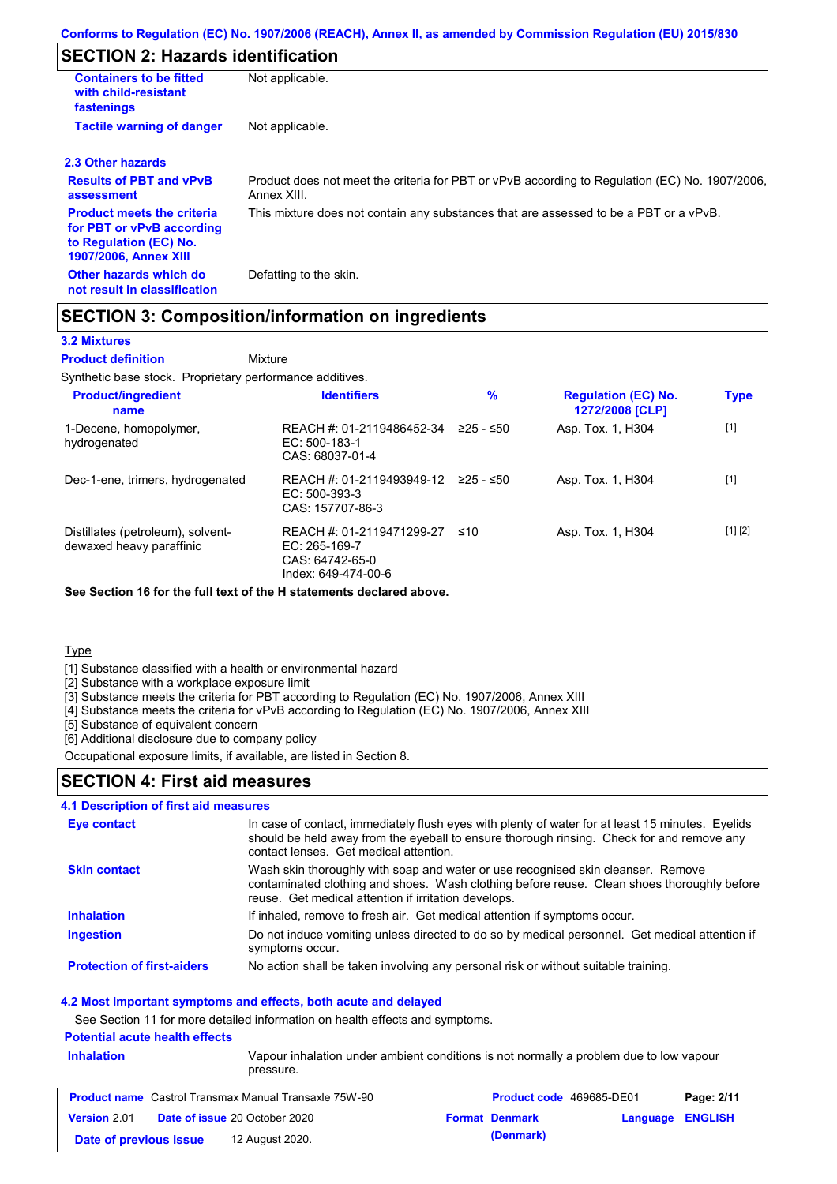## SECTION 2: Hazards identification

| | |
|---|---|
| **Containers to be fitted with child-resistant fastenings** | Not applicable. |
| **Tactile warning of danger** | Not applicable. |

### 2.3 Other hazards

| | |
|---|---|
| **Results of PBT and vPvB assessment** | Product does not meet the criteria for PBT or vPvB according to Regulation (EC) No. 1907/2006, Annex XIII. |
| **Product meets the criteria for PBT or vPvB according to Regulation (EC) No. 1907/2006, Annex XIII** | This mixture does not contain any substances that are assessed to be a PBT or a vPvB. |
| **Other hazards which do not result in classification** | Defatting to the skin. |

## SECTION 3: Composition/information on ingredients

### 3.2 Mixtures

**Product definition** Mixture

Synthetic base stock. Proprietary performance additives.

| Product/ingredient name | Identifiers | % | Regulation (EC) No. 1272/2008 [CLP] | Type |
|---|---|---|---|---|
| 1-Decene, homopolymer, hydrogenated | REACH #: 01-2119486452-34<br>EC: 500-183-1<br>CAS: 68037-01-4 | ≥25 - ≤50 | Asp. Tox. 1, H304 | [1] |
| Dec-1-ene, trimers, hydrogenated | REACH #: 01-2119493949-12<br>EC: 500-393-3<br>CAS: 157707-86-3 | ≥25 - ≤50 | Asp. Tox. 1, H304 | [1] |
| Distillates (petroleum), solvent-dewaxed heavy paraffinic | REACH #: 01-2119471299-27<br>EC: 265-169-7<br>CAS: 64742-65-0<br>Index: 649-474-00-6 | ≤10 | Asp. Tox. 1, H304 | [1] [2] |

**See Section 16 for the full text of the H statements declared above.**

Type

[1] Substance classified with a health or environmental hazard
[2] Substance with a workplace exposure limit
[3] Substance meets the criteria for PBT according to Regulation (EC) No. 1907/2006, Annex XIII
[4] Substance meets the criteria for vPvB according to Regulation (EC) No. 1907/2006, Annex XIII
[5] Substance of equivalent concern
[6] Additional disclosure due to company policy

Occupational exposure limits, if available, are listed in Section 8.

## SECTION 4: First aid measures

### 4.1 Description of first aid measures

| | |
|---|---|
| **Eye contact** | In case of contact, immediately flush eyes with plenty of water for at least 15 minutes. Eyelids should be held away from the eyeball to ensure thorough rinsing. Check for and remove any contact lenses. Get medical attention. |
| **Skin contact** | Wash skin thoroughly with soap and water or use recognised skin cleanser. Remove contaminated clothing and shoes. Wash clothing before reuse. Clean shoes thoroughly before reuse. Get medical attention if irritation develops. |
| **Inhalation** | If inhaled, remove to fresh air. Get medical attention if symptoms occur. |
| **Ingestion** | Do not induce vomiting unless directed to do so by medical personnel. Get medical attention if symptoms occur. |
| **Protection of first-aiders** | No action shall be taken involving any personal risk or without suitable training. |

### 4.2 Most important symptoms and effects, both acute and delayed

See Section 11 for more detailed information on health effects and symptoms.

**Potential acute health effects**

| | |
|---|---|
| **Inhalation** | Vapour inhalation under ambient conditions is not normally a problem due to low vapour pressure. |

| | | | |
|---|---|---|---|
| **Product name** Castrol Transmax Manual Transaxle 75W-90 | | **Product code** 469685-DE01 | |
| **Version** 2.01 | **Date of issue** 20 October 2020 | **Format** Denmark (Denmark) | **Language** ENGLISH |
| **Date of previous issue** | 12 August 2020. | | |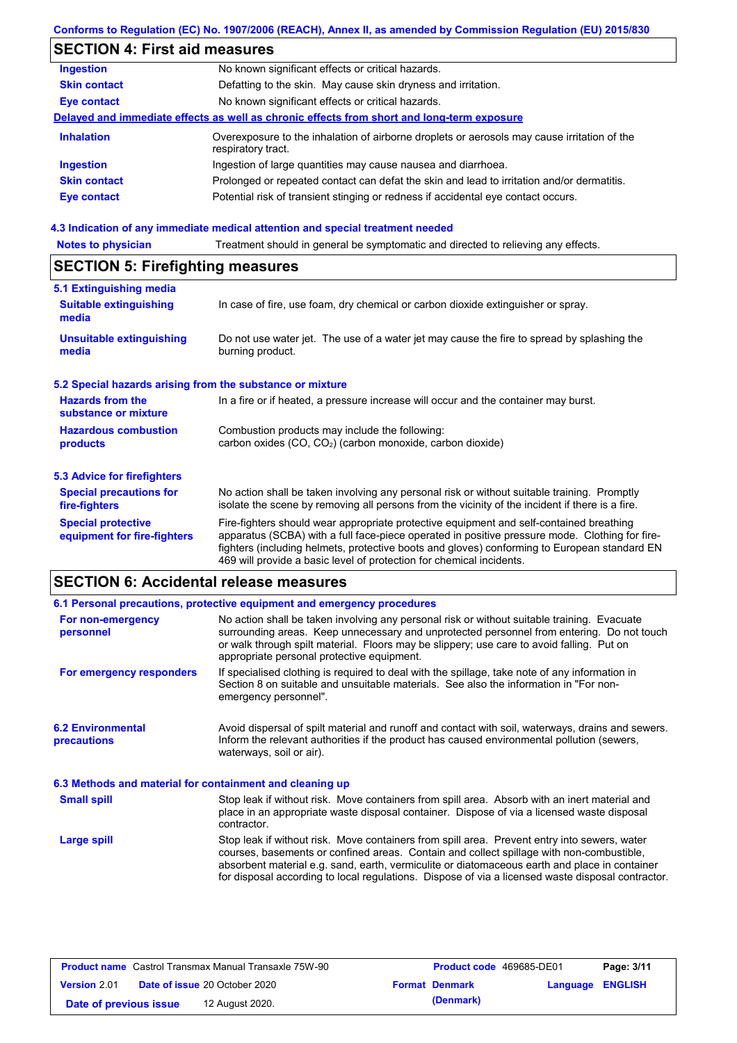## SECTION 4: First aid measures

| | |
|---|---|
| **Ingestion** | No known significant effects or critical hazards. |
| **Skin contact** | Defatting to the skin. May cause skin dryness and irritation. |
| **Eye contact** | No known significant effects or critical hazards. |

**Delayed and immediate effects as well as chronic effects from short and long-term exposure**

| | |
|---|---|
| **Inhalation** | Overexposure to the inhalation of airborne droplets or aerosols may cause irritation of the respiratory tract. |
| **Ingestion** | Ingestion of large quantities may cause nausea and diarrhoea. |
| **Skin contact** | Prolonged or repeated contact can defat the skin and lead to irritation and/or dermatitis. |
| **Eye contact** | Potential risk of transient stinging or redness if accidental eye contact occurs. |

### 4.3 Indication of any immediate medical attention and special treatment needed

| | |
|---|---|
| **Notes to physician** | Treatment should in general be symptomatic and directed to relieving any effects. |

## SECTION 5: Firefighting measures

### 5.1 Extinguishing media

| | |
|---|---|
| **Suitable extinguishing media** | In case of fire, use foam, dry chemical or carbon dioxide extinguisher or spray. |
| **Unsuitable extinguishing media** | Do not use water jet. The use of a water jet may cause the fire to spread by splashing the burning product. |

### 5.2 Special hazards arising from the substance or mixture

| | |
|---|---|
| **Hazards from the substance or mixture** | In a fire or if heated, a pressure increase will occur and the container may burst. |
| **Hazardous combustion products** | Combustion products may include the following: carbon oxides (CO, $CO_2$) (carbon monoxide, carbon dioxide) |

### 5.3 Advice for firefighters

| | |
|---|---|
| **Special precautions for fire-fighters** | No action shall be taken involving any personal risk or without suitable training. Promptly isolate the scene by removing all persons from the vicinity of the incident if there is a fire. |
| **Special protective equipment for fire-fighters** | Fire-fighters should wear appropriate protective equipment and self-contained breathing apparatus (SCBA) with a full face-piece operated in positive pressure mode. Clothing for fire-fighters (including helmets, protective boots and gloves) conforming to European standard EN 469 will provide a basic level of protection for chemical incidents. |

## SECTION 6: Accidental release measures

### 6.1 Personal precautions, protective equipment and emergency procedures

| | |
|---|---|
| **For non-emergency personnel** | No action shall be taken involving any personal risk or without suitable training. Evacuate surrounding areas. Keep unnecessary and unprotected personnel from entering. Do not touch or walk through spilt material. Floors may be slippery; use care to avoid falling. Put on appropriate personal protective equipment. |
| **For emergency responders** | If specialised clothing is required to deal with the spillage, take note of any information in Section 8 on suitable and unsuitable materials. See also the information in "For non-emergency personnel". |

| | |
|---|---|
| **6.2 Environmental precautions** | Avoid dispersal of spilt material and runoff and contact with soil, waterways, drains and sewers. Inform the relevant authorities if the product has caused environmental pollution (sewers, waterways, soil or air). |

### 6.3 Methods and material for containment and cleaning up

| | |
|---|---|
| **Small spill** | Stop leak if without risk. Move containers from spill area. Absorb with an inert material and place in an appropriate waste disposal container. Dispose of via a licensed waste disposal contractor. |
| **Large spill** | Stop leak if without risk. Move containers from spill area. Prevent entry into sewers, water courses, basements or confined areas. Contain and collect spillage with non-combustible, absorbent material e.g. sand, earth, vermiculite or diatomaceous earth and place in container for disposal according to local regulations. Dispose of via a licensed waste disposal contractor. |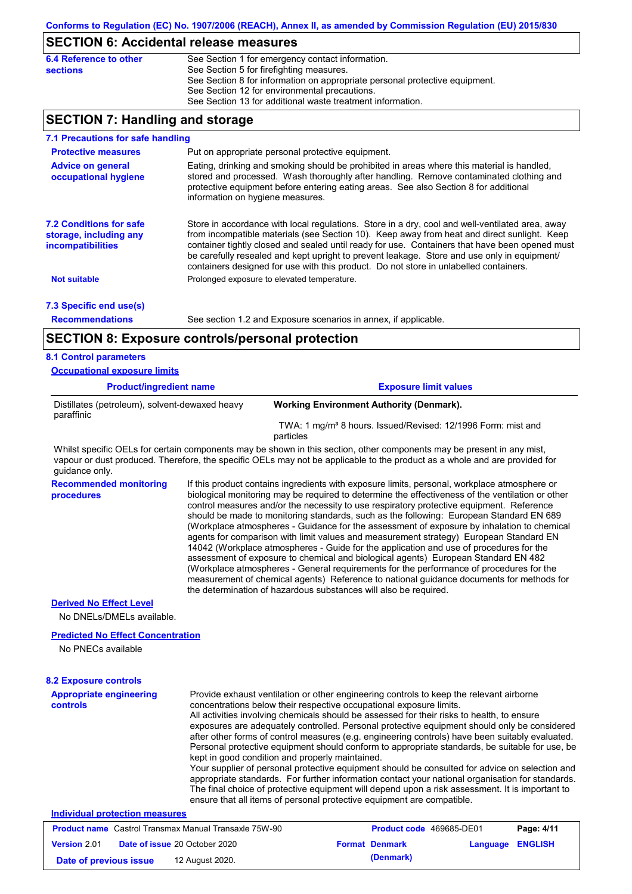## SECTION 6: Accidental release measures

**6.4 Reference to other sections**

See Section 1 for emergency contact information.
See Section 5 for firefighting measures.
See Section 8 for information on appropriate personal protective equipment.
See Section 12 for environmental precautions.
See Section 13 for additional waste treatment information.

## SECTION 7: Handling and storage

### 7.1 Precautions for safe handling

**Protective measures**

Put on appropriate personal protective equipment.

**Advice on general occupational hygiene**

Eating, drinking and smoking should be prohibited in areas where this material is handled, stored and processed. Wash thoroughly after handling. Remove contaminated clothing and protective equipment before entering eating areas. See also Section 8 for additional information on hygiene measures.

### 7.2 Conditions for safe storage, including any incompatibilities

Store in accordance with local regulations. Store in a dry, cool and well-ventilated area, away from incompatible materials (see Section 10). Keep away from heat and direct sunlight. Keep container tightly closed and sealed until ready for use. Containers that have been opened must be carefully resealed and kept upright to prevent leakage. Store and use only in equipment/ containers designed for use with this product. Do not store in unlabelled containers.

**Not suitable**

Prolonged exposure to elevated temperature.

### 7.3 Specific end use(s)

**Recommendations**

See section 1.2 and Exposure scenarios in annex, if applicable.

## SECTION 8: Exposure controls/personal protection

### 8.1 Control parameters

**Occupational exposure limits**

| Product/ingredient name | Exposure limit values |
|---|---|
| Distillates (petroleum), solvent-dewaxed heavy paraffinic | **Working Environment Authority (Denmark).**<br>TWA: 1 mg/m³ 8 hours. Issued/Revised: 12/1996 Form: mist and particles |

Whilst specific OELs for certain components may be shown in this section, other components may be present in any mist, vapour or dust produced. Therefore, the specific OELs may not be applicable to the product as a whole and are provided for guidance only.

**Recommended monitoring procedures**

If this product contains ingredients with exposure limits, personal, workplace atmosphere or biological monitoring may be required to determine the effectiveness of the ventilation or other control measures and/or the necessity to use respiratory protective equipment. Reference should be made to monitoring standards, such as the following: European Standard EN 689 (Workplace atmospheres - Guidance for the assessment of exposure by inhalation to chemical agents for comparison with limit values and measurement strategy) European Standard EN 14042 (Workplace atmospheres - Guide for the application and use of procedures for the assessment of exposure to chemical and biological agents) European Standard EN 482 (Workplace atmospheres - General requirements for the performance of procedures for the measurement of chemical agents) Reference to national guidance documents for methods for the determination of hazardous substances will also be required.

**Derived No Effect Level**

No DNELs/DMELs available.

**Predicted No Effect Concentration**

No PNECs available

### 8.2 Exposure controls

**Appropriate engineering controls**

Provide exhaust ventilation or other engineering controls to keep the relevant airborne concentrations below their respective occupational exposure limits.
All activities involving chemicals should be assessed for their risks to health, to ensure exposures are adequately controlled. Personal protective equipment should only be considered after other forms of control measures (e.g. engineering controls) have been suitably evaluated. Personal protective equipment should conform to appropriate standards, be suitable for use, be kept in good condition and properly maintained.
Your supplier of personal protective equipment should be consulted for advice on selection and appropriate standards. For further information contact your national organisation for standards. The final choice of protective equipment will depend upon a risk assessment. It is important to ensure that all items of personal protective equipment are compatible.

**Individual protection measures**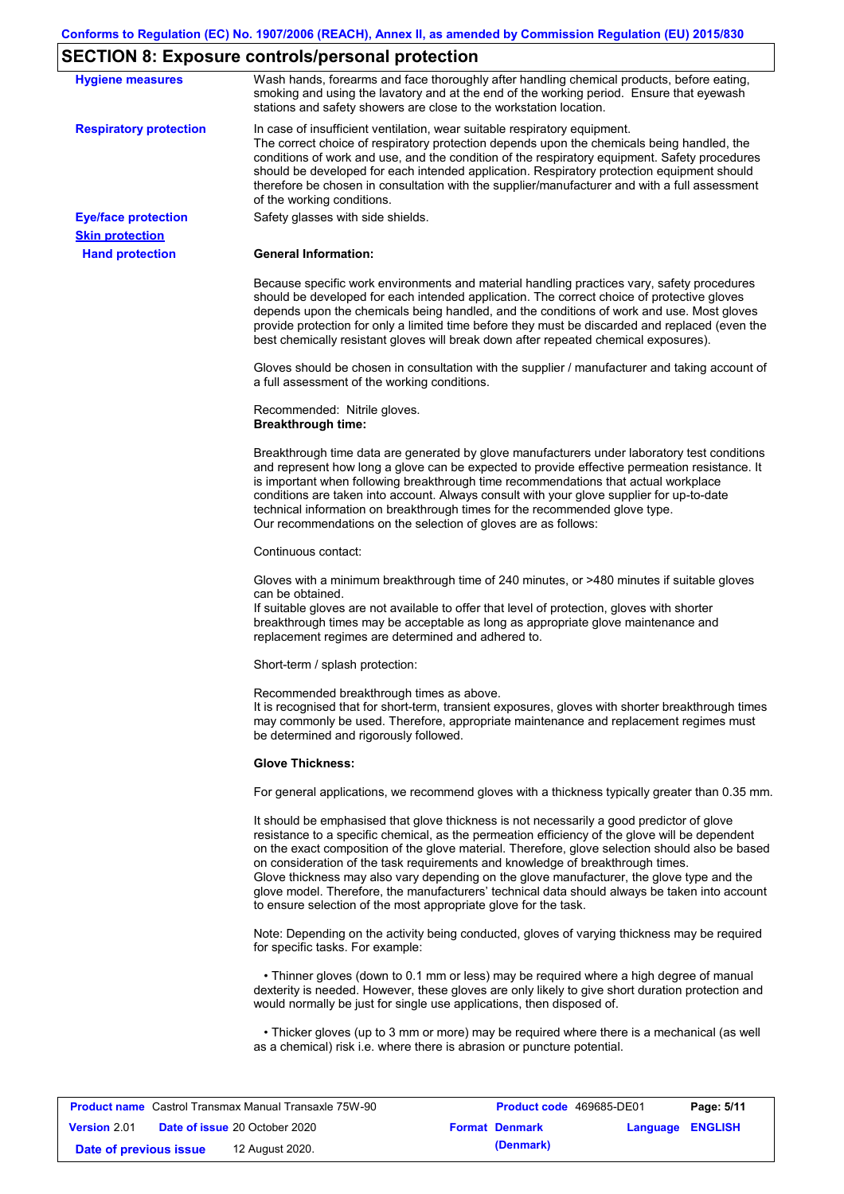## SECTION 8: Exposure controls/personal protection

**Hygiene measures**

Wash hands, forearms and face thoroughly after handling chemical products, before eating, smoking and using the lavatory and at the end of the working period. Ensure that eyewash stations and safety showers are close to the workstation location.

**Respiratory protection**

In case of insufficient ventilation, wear suitable respiratory equipment.
The correct choice of respiratory protection depends upon the chemicals being handled, the conditions of work and use, and the condition of the respiratory equipment. Safety procedures should be developed for each intended application. Respiratory protection equipment should therefore be chosen in consultation with the supplier/manufacturer and with a full assessment of the working conditions.

**Eye/face protection**

Safety glasses with side shields.

**Skin protection**

**Hand protection**

**General Information:**

Because specific work environments and material handling practices vary, safety procedures should be developed for each intended application. The correct choice of protective gloves depends upon the chemicals being handled, and the conditions of work and use. Most gloves provide protection for only a limited time before they must be discarded and replaced (even the best chemically resistant gloves will break down after repeated chemical exposures).

Gloves should be chosen in consultation with the supplier / manufacturer and taking account of a full assessment of the working conditions.

Recommended: Nitrile gloves.

**Breakthrough time:**

Breakthrough time data are generated by glove manufacturers under laboratory test conditions and represent how long a glove can be expected to provide effective permeation resistance. It is important when following breakthrough time recommendations that actual workplace conditions are taken into account. Always consult with your glove supplier for up-to-date technical information on breakthrough times for the recommended glove type.
Our recommendations on the selection of gloves are as follows:

Continuous contact:

Gloves with a minimum breakthrough time of 240 minutes, or >480 minutes if suitable gloves can be obtained.
If suitable gloves are not available to offer that level of protection, gloves with shorter breakthrough times may be acceptable as long as appropriate glove maintenance and replacement regimes are determined and adhered to.

Short-term / splash protection:

Recommended breakthrough times as above.
It is recognised that for short-term, transient exposures, gloves with shorter breakthrough times may commonly be used. Therefore, appropriate maintenance and replacement regimes must be determined and rigorously followed.

**Glove Thickness:**

For general applications, we recommend gloves with a thickness typically greater than 0.35 mm.

It should be emphasised that glove thickness is not necessarily a good predictor of glove resistance to a specific chemical, as the permeation efficiency of the glove will be dependent on the exact composition of the glove material. Therefore, glove selection should also be based on consideration of the task requirements and knowledge of breakthrough times.
Glove thickness may also vary depending on the glove manufacturer, the glove type and the glove model. Therefore, the manufacturers' technical data should always be taken into account to ensure selection of the most appropriate glove for the task.

Note: Depending on the activity being conducted, gloves of varying thickness may be required for specific tasks. For example:

• Thinner gloves (down to 0.1 mm or less) may be required where a high degree of manual dexterity is needed. However, these gloves are only likely to give short duration protection and would normally be just for single use applications, then disposed of.

• Thicker gloves (up to 3 mm or more) may be required where there is a mechanical (as well as a chemical) risk i.e. where there is abrasion or puncture potential.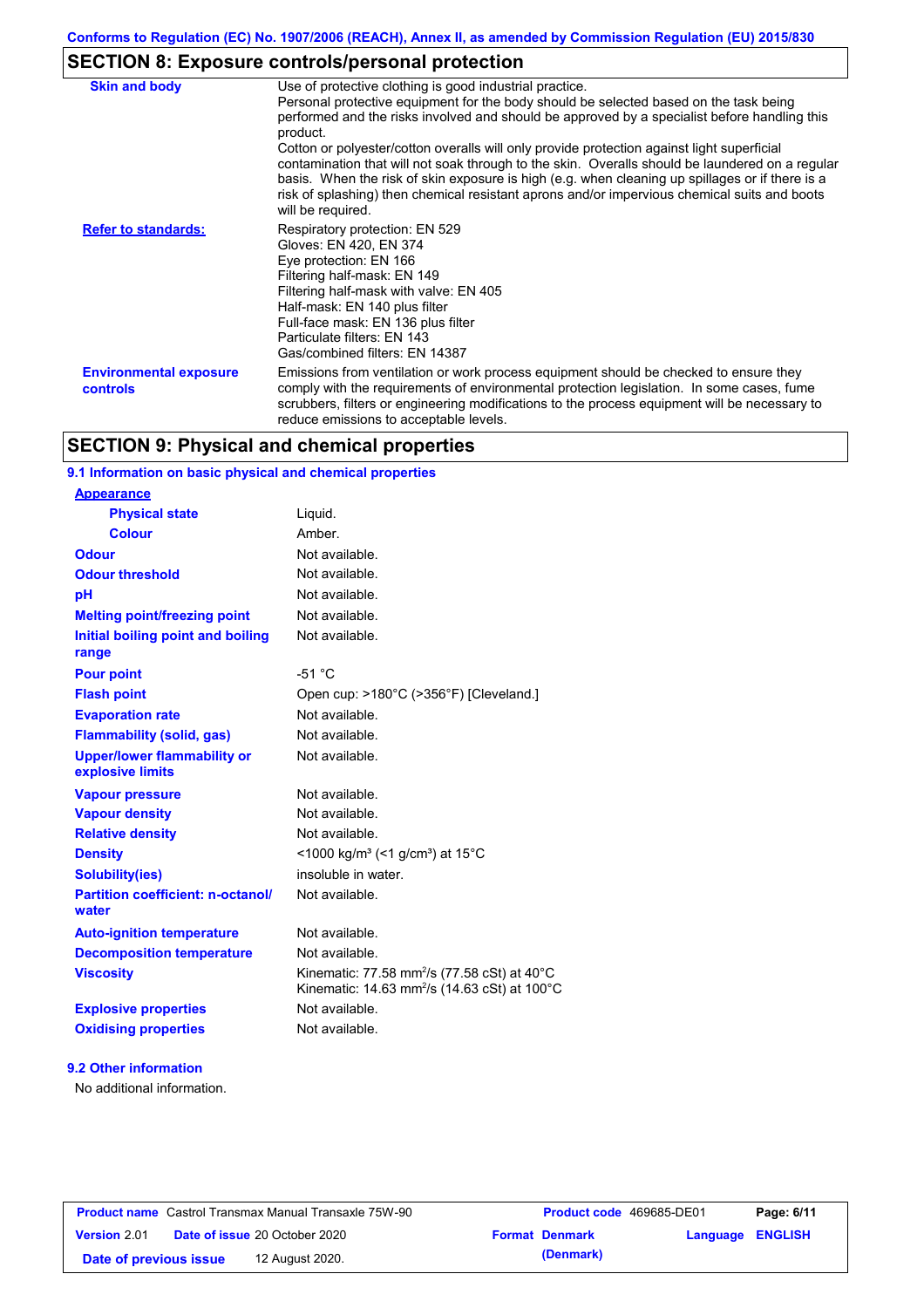## SECTION 8: Exposure controls/personal protection

| | |
|---|---|
| **Skin and body** | Use of protective clothing is good industrial practice. Personal protective equipment for the body should be selected based on the task being performed and the risks involved and should be approved by a specialist before handling this product. Cotton or polyester/cotton overalls will only provide protection against light superficial contamination that will not soak through to the skin. Overalls should be laundered on a regular basis. When the risk of skin exposure is high (e.g. when cleaning up spillages or if there is a risk of splashing) then chemical resistant aprons and/or impervious chemical suits and boots will be required. |
| **Refer to standards:** | Respiratory protection: EN 529<br>Gloves: EN 420, EN 374<br>Eye protection: EN 166<br>Filtering half-mask: EN 149<br>Filtering half-mask with valve: EN 405<br>Half-mask: EN 140 plus filter<br>Full-face mask: EN 136 plus filter<br>Particulate filters: EN 143<br>Gas/combined filters: EN 14387 |
| **Environmental exposure controls** | Emissions from ventilation or work process equipment should be checked to ensure they comply with the requirements of environmental protection legislation. In some cases, fume scrubbers, filters or engineering modifications to the process equipment will be necessary to reduce emissions to acceptable levels. |

## SECTION 9: Physical and chemical properties

### 9.1 Information on basic physical and chemical properties

| | |
|---|---|
| **Appearance** | |
| **Physical state** | Liquid. |
| **Colour** | Amber. |
| **Odour** | Not available. |
| **Odour threshold** | Not available. |
| **pH** | Not available. |
| **Melting point/freezing point** | Not available. |
| **Initial boiling point and boiling range** | Not available. |
| **Pour point** | -51 °C |
| **Flash point** | Open cup: >180°C (>356°F) [Cleveland.] |
| **Evaporation rate** | Not available. |
| **Flammability (solid, gas)** | Not available. |
| **Upper/lower flammability or explosive limits** | Not available. |
| **Vapour pressure** | Not available. |
| **Vapour density** | Not available. |
| **Relative density** | Not available. |
| **Density** | <1000 kg/m³ (<1 g/cm³) at 15°C |
| **Solubility(ies)** | insoluble in water. |
| **Partition coefficient: n-octanol/water** | Not available. |
| **Auto-ignition temperature** | Not available. |
| **Decomposition temperature** | Not available. |
| **Viscosity** | Kinematic: 77.58 $mm^2/s$ (77.58 cSt) at 40°C<br>Kinematic: 14.63 $mm^2/s$ (14.63 cSt) at 100°C |
| **Explosive properties** | Not available. |
| **Oxidising properties** | Not available. |

### 9.2 Other information

No additional information.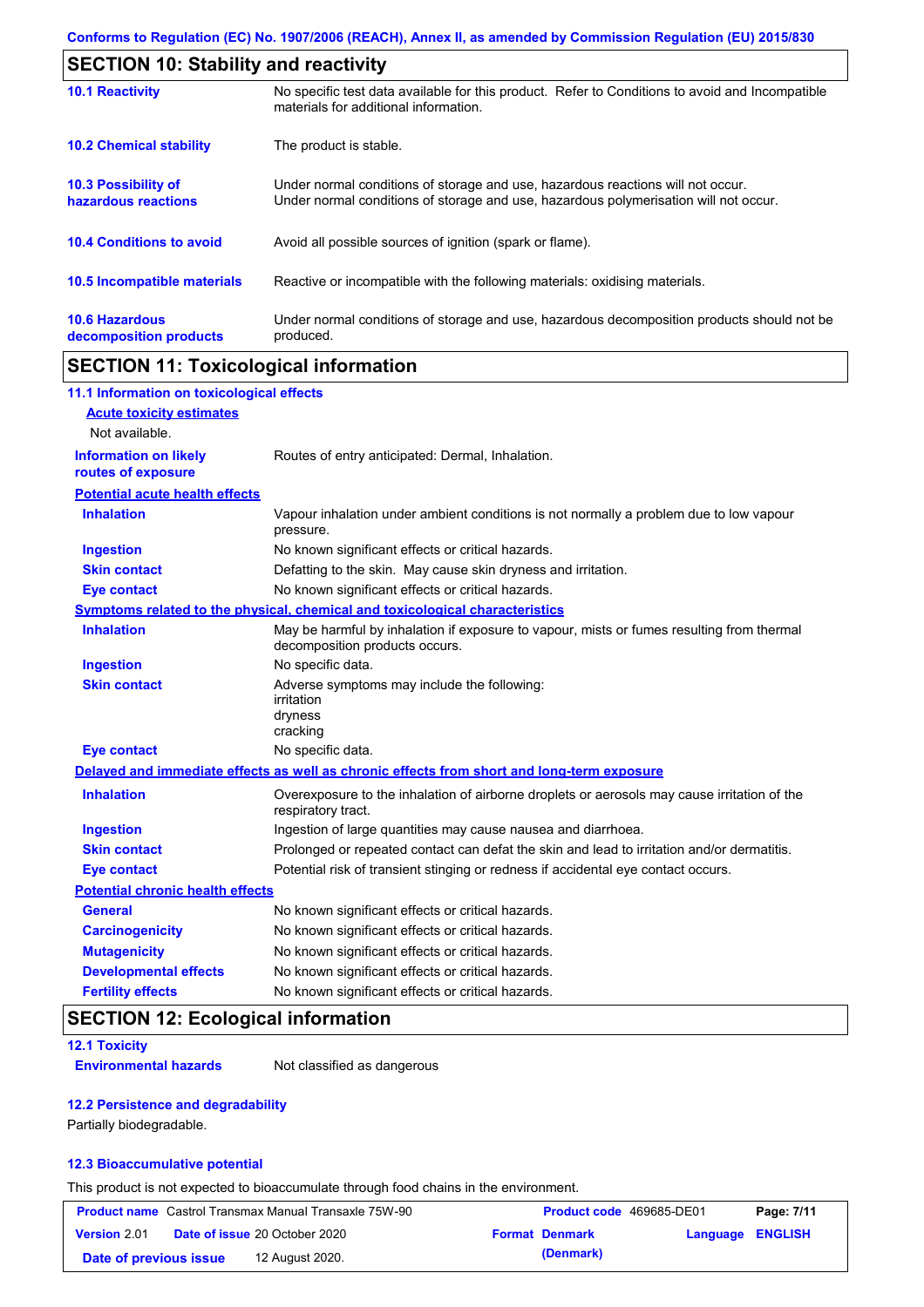## SECTION 10: Stability and reactivity

| | |
|---|---|
| **10.1 Reactivity** | No specific test data available for this product. Refer to Conditions to avoid and Incompatible materials for additional information. |
| **10.2 Chemical stability** | The product is stable. |
| **10.3 Possibility of hazardous reactions** | Under normal conditions of storage and use, hazardous reactions will not occur. Under normal conditions of storage and use, hazardous polymerisation will not occur. |
| **10.4 Conditions to avoid** | Avoid all possible sources of ignition (spark or flame). |
| **10.5 Incompatible materials** | Reactive or incompatible with the following materials: oxidising materials. |
| **10.6 Hazardous decomposition products** | Under normal conditions of storage and use, hazardous decomposition products should not be produced. |

## SECTION 11: Toxicological information

### 11.1 Information on toxicological effects

**Acute toxicity estimates**

Not available.

| | |
|---|---|
| **Information on likely routes of exposure** | Routes of entry anticipated: Dermal, Inhalation. |

**Potential acute health effects**

| | |
|---|---|
| **Inhalation** | Vapour inhalation under ambient conditions is not normally a problem due to low vapour pressure. |
| **Ingestion** | No known significant effects or critical hazards. |
| **Skin contact** | Defatting to the skin. May cause skin dryness and irritation. |
| **Eye contact** | No known significant effects or critical hazards. |

**Symptoms related to the physical, chemical and toxicological characteristics**

| | |
|---|---|
| **Inhalation** | May be harmful by inhalation if exposure to vapour, mists or fumes resulting from thermal decomposition products occurs. |
| **Ingestion** | No specific data. |
| **Skin contact** | Adverse symptoms may include the following:<br>irritation<br>dryness<br>cracking |
| **Eye contact** | No specific data. |

**Delayed and immediate effects as well as chronic effects from short and long-term exposure**

| | |
|---|---|
| **Inhalation** | Overexposure to the inhalation of airborne droplets or aerosols may cause irritation of the respiratory tract. |
| **Ingestion** | Ingestion of large quantities may cause nausea and diarrhoea. |
| **Skin contact** | Prolonged or repeated contact can defat the skin and lead to irritation and/or dermatitis. |
| **Eye contact** | Potential risk of transient stinging or redness if accidental eye contact occurs. |

**Potential chronic health effects**

| | |
|---|---|
| **General** | No known significant effects or critical hazards. |
| **Carcinogenicity** | No known significant effects or critical hazards. |
| **Mutagenicity** | No known significant effects or critical hazards. |
| **Developmental effects** | No known significant effects or critical hazards. |
| **Fertility effects** | No known significant effects or critical hazards. |

## SECTION 12: Ecological information

### 12.1 Toxicity

| | |
|---|---|
| **Environmental hazards** | Not classified as dangerous |

### 12.2 Persistence and degradability

Partially biodegradable.

### 12.3 Bioaccumulative potential

This product is not expected to bioaccumulate through food chains in the environment.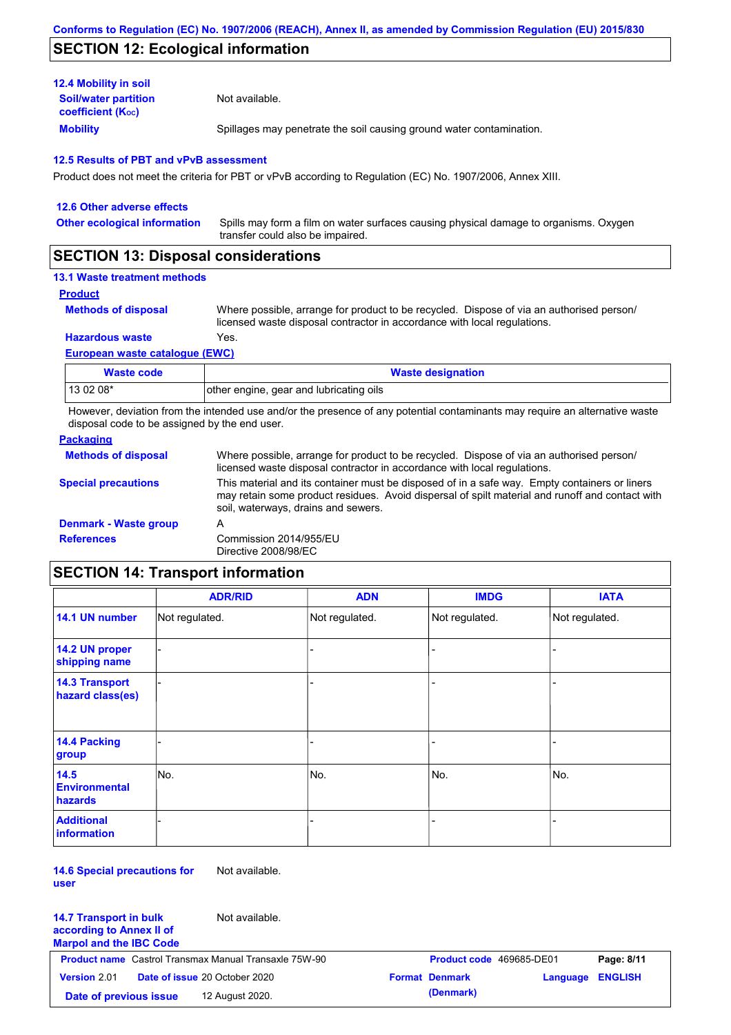## SECTION 12: Ecological information

### 12.4 Mobility in soil

**Soil/water partition coefficient ($K_{OC}$)**: Not available.

**Mobility**: Spillages may penetrate the soil causing ground water contamination.

### 12.5 Results of PBT and vPvB assessment

Product does not meet the criteria for PBT or vPvB according to Regulation (EC) No. 1907/2006, Annex XIII.

### 12.6 Other adverse effects

**Other ecological information**: Spills may form a film on water surfaces causing physical damage to organisms. Oxygen transfer could also be impaired.

## SECTION 13: Disposal considerations

### 13.1 Waste treatment methods

**Product**

**Methods of disposal**: Where possible, arrange for product to be recycled. Dispose of via an authorised person/ licensed waste disposal contractor in accordance with local regulations.

**Hazardous waste**: Yes.

**European waste catalogue (EWC)**

| Waste code | Waste designation |
|---|---|
| 13 02 08* | other engine, gear and lubricating oils |

However, deviation from the intended use and/or the presence of any potential contaminants may require an alternative waste disposal code to be assigned by the end user.

**Packaging**

**Methods of disposal**: Where possible, arrange for product to be recycled. Dispose of via an authorised person/ licensed waste disposal contractor in accordance with local regulations.

**Special precautions**: This material and its container must be disposed of in a safe way. Empty containers or liners may retain some product residues. Avoid dispersal of spilt material and runoff and contact with soil, waterways, drains and sewers.

**Denmark - Waste group**: A

**References**: Commission 2014/955/EU
Directive 2008/98/EC

## SECTION 14: Transport information

| | ADR/RID | ADN | IMDG | IATA |
|---|---|---|---|---|
| 14.1 UN number | Not regulated. | Not regulated. | Not regulated. | Not regulated. |
| 14.2 UN proper shipping name | - | - | - | - |
| 14.3 Transport hazard class(es) | - | - | - | - |
| 14.4 Packing group | - | - | - | - |
| 14.5 Environmental hazards | No. | No. | No. | No. |
| Additional information | - | - | - | - |

**14.6 Special precautions for user**: Not available.

**14.7 Transport in bulk according to Annex II of Marpol and the IBC Code**: Not available.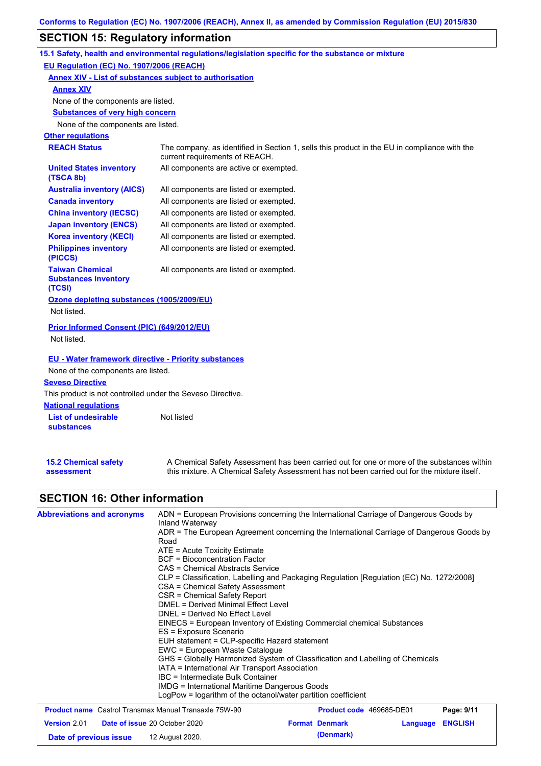## SECTION 15: Regulatory information

### 15.1 Safety, health and environmental regulations/legislation specific for the substance or mixture

**EU Regulation (EC) No. 1907/2006 (REACH)**

**Annex XIV - List of substances subject to authorisation**

**Annex XIV**

None of the components are listed.

**Substances of very high concern**

None of the components are listed.

**Other regulations**

| | |
|---|---|
| **REACH Status** | The company, as identified in Section 1, sells this product in the EU in compliance with the current requirements of REACH. |
| **United States inventory (TSCA 8b)** | All components are active or exempted. |
| **Australia inventory (AICS)** | All components are listed or exempted. |
| **Canada inventory** | All components are listed or exempted. |
| **China inventory (IECSC)** | All components are listed or exempted. |
| **Japan inventory (ENCS)** | All components are listed or exempted. |
| **Korea inventory (KECI)** | All components are listed or exempted. |
| **Philippines inventory (PICCS)** | All components are listed or exempted. |
| **Taiwan Chemical Substances Inventory (TCSI)** | All components are listed or exempted. |

**Ozone depleting substances (1005/2009/EU)**

Not listed.

**Prior Informed Consent (PIC) (649/2012/EU)**

Not listed.

**EU - Water framework directive - Priority substances**

None of the components are listed.

**Seveso Directive**

This product is not controlled under the Seveso Directive.

**National regulations**

| | |
|---|---|
| **List of undesirable substances** | Not listed |

| | |
|---|---|
| **15.2 Chemical safety assessment** | A Chemical Safety Assessment has been carried out for one or more of the substances within this mixture. A Chemical Safety Assessment has not been carried out for the mixture itself. |

## SECTION 16: Other information

**Abbreviations and acronyms**

ADN = European Provisions concerning the International Carriage of Dangerous Goods by Inland Waterway
ADR = The European Agreement concerning the International Carriage of Dangerous Goods by Road
ATE = Acute Toxicity Estimate
BCF = Bioconcentration Factor
CAS = Chemical Abstracts Service
CLP = Classification, Labelling and Packaging Regulation [Regulation (EC) No. 1272/2008]
CSA = Chemical Safety Assessment
CSR = Chemical Safety Report
DMEL = Derived Minimal Effect Level
DNEL = Derived No Effect Level
EINECS = European Inventory of Existing Commercial chemical Substances
ES = Exposure Scenario
EUH statement = CLP-specific Hazard statement
EWC = European Waste Catalogue
GHS = Globally Harmonized System of Classification and Labelling of Chemicals
IATA = International Air Transport Association
IBC = Intermediate Bulk Container
IMDG = International Maritime Dangerous Goods
LogPow = logarithm of the octanol/water partition coefficient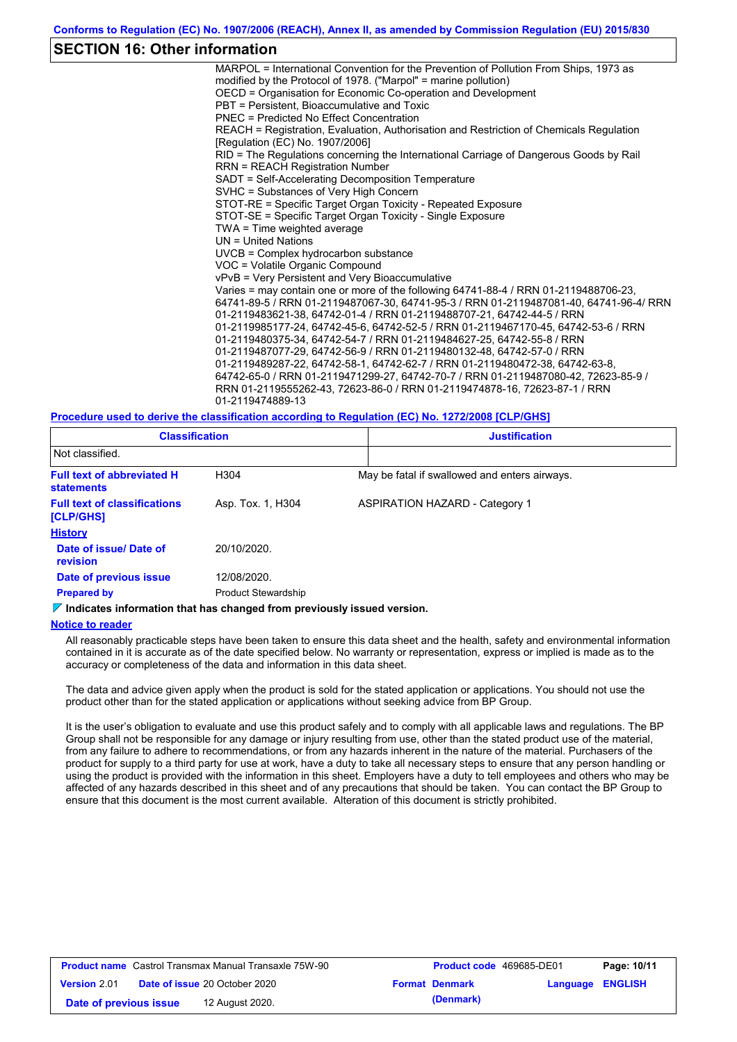## SECTION 16: Other information

MARPOL = International Convention for the Prevention of Pollution From Ships, 1973 as modified by the Protocol of 1978. ("Marpol" = marine pollution)
OECD = Organisation for Economic Co-operation and Development
PBT = Persistent, Bioaccumulative and Toxic
PNEC = Predicted No Effect Concentration
REACH = Registration, Evaluation, Authorisation and Restriction of Chemicals Regulation [Regulation (EC) No. 1907/2006]
RID = The Regulations concerning the International Carriage of Dangerous Goods by Rail
RRN = REACH Registration Number
SADT = Self-Accelerating Decomposition Temperature
SVHC = Substances of Very High Concern
STOT-RE = Specific Target Organ Toxicity - Repeated Exposure
STOT-SE = Specific Target Organ Toxicity - Single Exposure
TWA = Time weighted average
UN = United Nations
UVCB = Complex hydrocarbon substance
VOC = Volatile Organic Compound
vPvB = Very Persistent and Very Bioaccumulative
Varies = may contain one or more of the following 64741-88-4 / RRN 01-2119488706-23, 64741-89-5 / RRN 01-2119487067-30, 64741-95-3 / RRN 01-2119487081-40, 64741-96-4/ RRN 01-2119483621-38, 64742-01-4 / RRN 01-2119488707-21, 64742-44-5 / RRN 01-2119985177-24, 64742-45-6, 64742-52-5 / RRN 01-2119467170-45, 64742-53-6 / RRN 01-2119480375-34, 64742-54-7 / RRN 01-2119484627-25, 64742-55-8 / RRN 01-2119487077-29, 64742-56-9 / RRN 01-2119480132-48, 64742-57-0 / RRN 01-2119489287-22, 64742-58-1, 64742-62-7 / RRN 01-2119480472-38, 64742-63-8, 64742-65-0 / RRN 01-2119471299-27, 64742-70-7 / RRN 01-2119487080-42, 72623-85-9 / RRN 01-2119555262-43, 72623-86-0 / RRN 01-2119474878-16, 72623-87-1 / RRN 01-2119474889-13

**Procedure used to derive the classification according to Regulation (EC) No. 1272/2008 [CLP/GHS]**

| Classification | Justification |
|---|---|
| Not classified. | |

**Full text of abbreviated H statements**: H304 — May be fatal if swallowed and enters airways.

**Full text of classifications [CLP/GHS]**: Asp. Tox. 1, H304 — ASPIRATION HAZARD - Category 1

**History**

**Date of issue/ Date of revision**: 20/10/2020.

**Date of previous issue**: 12/08/2020.

**Prepared by**: Product Stewardship

**Indicates information that has changed from previously issued version.**

**Notice to reader**

All reasonably practicable steps have been taken to ensure this data sheet and the health, safety and environmental information contained in it is accurate as of the date specified below. No warranty or representation, express or implied is made as to the accuracy or completeness of the data and information in this data sheet.

The data and advice given apply when the product is sold for the stated application or applications. You should not use the product other than for the stated application or applications without seeking advice from BP Group.

It is the user's obligation to evaluate and use this product safely and to comply with all applicable laws and regulations. The BP Group shall not be responsible for any damage or injury resulting from use, other than the stated product use of the material, from any failure to adhere to recommendations, or from any hazards inherent in the nature of the material. Purchasers of the product for supply to a third party for use at work, have a duty to take all necessary steps to ensure that any person handling or using the product is provided with the information in this sheet. Employers have a duty to tell employees and others who may be affected of any hazards described in this sheet and of any precautions that should be taken. You can contact the BP Group to ensure that this document is the most current available. Alteration of this document is strictly prohibited.